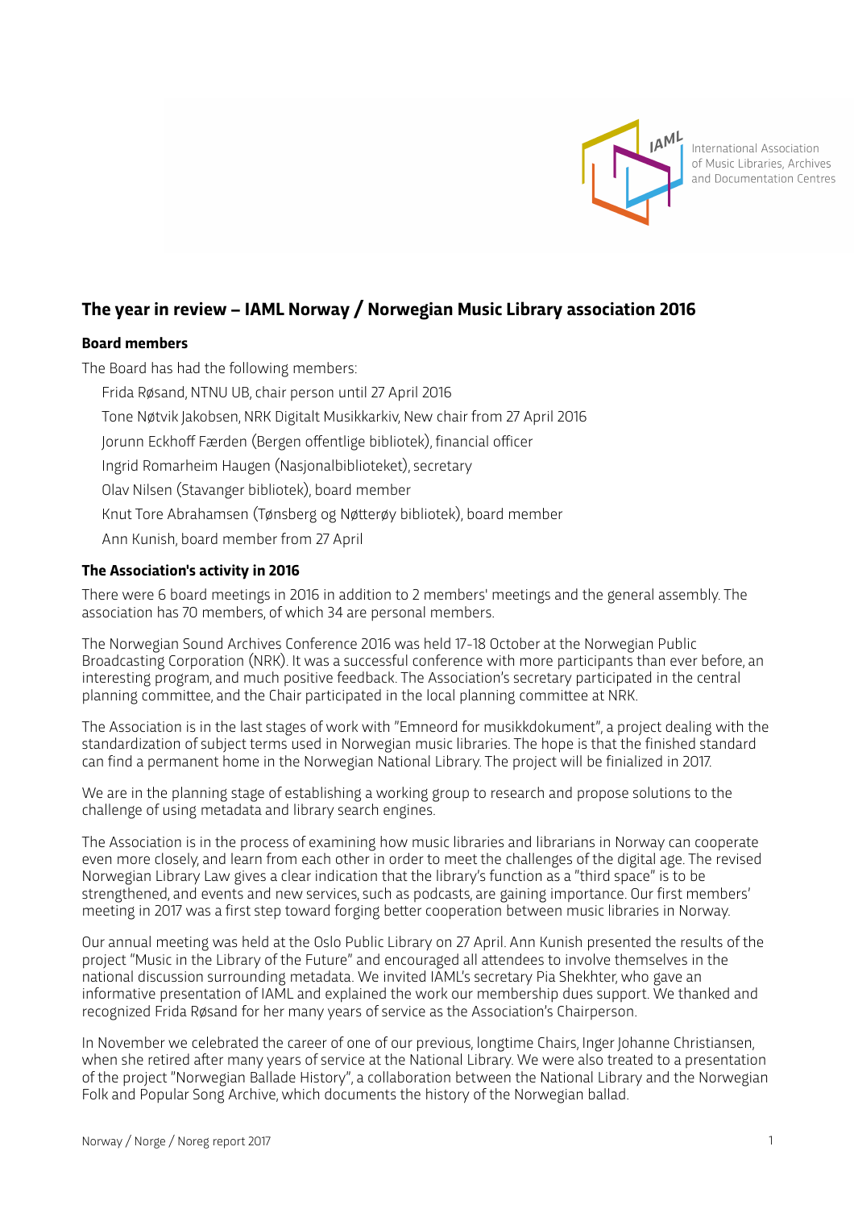International Association of Music Libraries, Archives and Documentation Centres

# The year in review – IAML Norway / Norwegian Music Library association 2016

## Board members

The Board has had the following members:

Frida Røsand, NTNU UB, chair person until 27 April 2016

Tone Nøtvik Jakobsen, NRK Digitalt Musikkarkiv, New chair from 27 April 2016

Jorunn Eckhoff Færden (Bergen offentlige bibliotek), financial officer

Ingrid Romarheim Haugen (Nasjonalbiblioteket), secretary

Olav Nilsen (Stavanger bibliotek), board member

Knut Tore Abrahamsen (Tønsberg og Nøtterøy bibliotek), board member

Ann Kunish, board member from 27 April

## The Association's activity in 2016

There were 6 board meetings in 2016 in addition to 2 members' meetings and the general assembly. The association has 70 members, of which 34 are personal members.

The Norwegian Sound Archives Conference 2016 was held 17-18 October at the Norwegian Public Broadcasting Corporation (NRK). It was a successful conference with more participants than ever before, an interesting program, and much positive feedback. The Association's secretary participated in the central planning committee, and the Chair participated in the local planning committee at NRK.

The Association is in the last stages of work with "Emneord for musikkdokument", a project dealing with the standardization of subject terms used in Norwegian music libraries. The hope is that the finished standard can find a permanent home in the Norwegian National Library. The project will be finialized in 2017.

We are in the planning stage of establishing a working group to research and propose solutions to the challenge of using metadata and library search engines.

The Association is in the process of examining how music libraries and librarians in Norway can cooperate even more closely, and learn from each other in order to meet the challenges of the digital age. The revised Norwegian Library Law gives a clear indication that the library's function as a "third space" is to be strengthened, and events and new services, such as podcasts, are gaining importance. Our first members' meeting in 2017 was a first step toward forging better cooperation between music libraries in Norway.

Our annual meeting was held at the Oslo Public Library on 27 April. Ann Kunish presented the results of the project "Music in the Library of the Future" and encouraged all attendees to involve themselves in the national discussion surrounding metadata. We invited IAML's secretary Pia Shekhter, who gave an informative presentation of IAML and explained the work our membership dues support. We thanked and recognized Frida Røsand for her many years of service as the Association's Chairperson.

In November we celebrated the career of one of our previous, longtime Chairs, Inger Johanne Christiansen, when she retired after many years of service at the National Library. We were also treated to a presentation of the project "Norwegian Ballade History", a collaboration between the National Library and the Norwegian Folk and Popular Song Archive, which documents the history of the Norwegian ballad.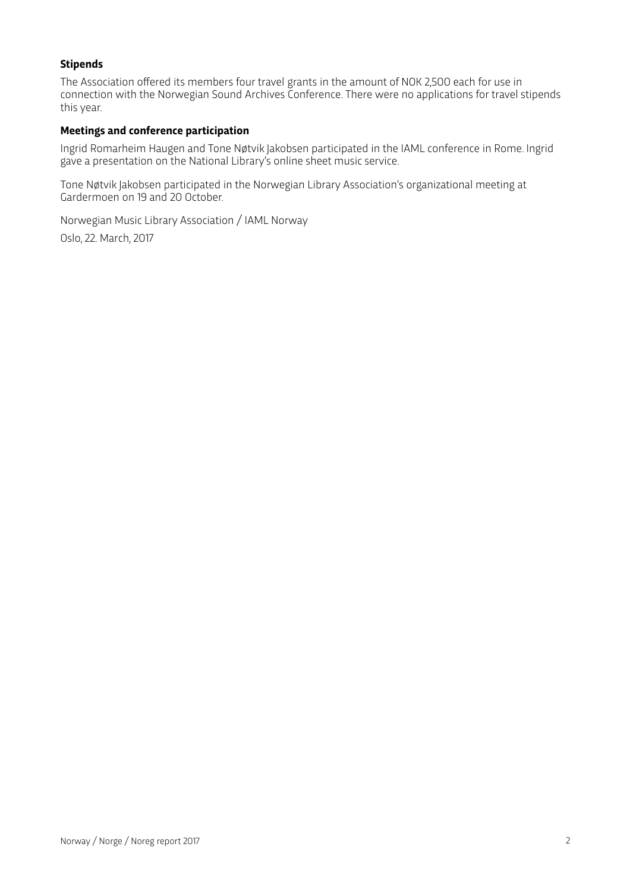### Stipends

The Association offered its members four travel grants in the amount of NOK 2,500 each for use in connection with the Norwegian Sound Archives Conference. There were no applications for travel stipends this year.

### Meetings and conference participation

Ingrid Romarheim Haugen and Tone Nøtvik Jakobsen participated in the IAML conference in Rome. Ingrid gave a presentation on the National Library's online sheet music service.

Tone Nøtvik Jakobsen participated in the Norwegian Library Association's organizational meeting at Gardermoen on 19 and 20 October.

Norwegian Music Library Association / IAML Norway

Oslo, 22. March, 2017